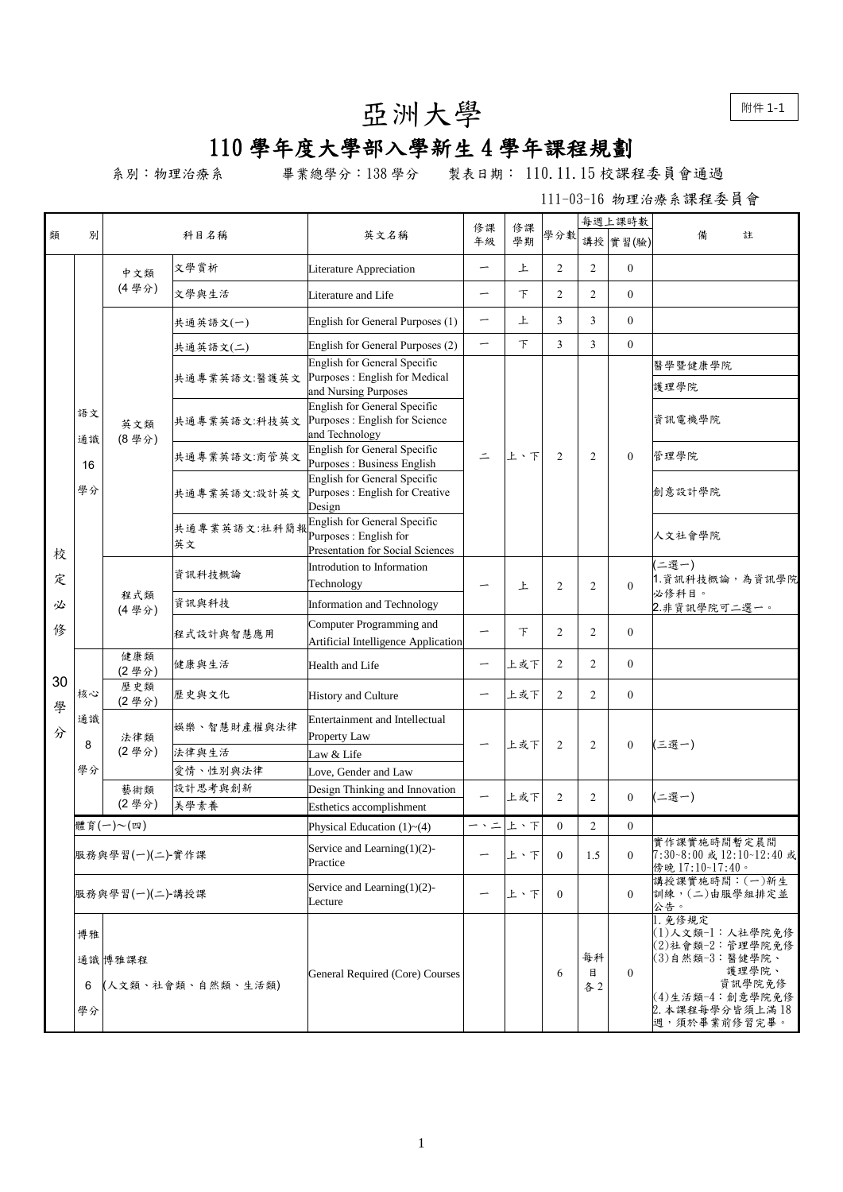附件 1-1

# 亞洲大學

## 110 學年度大學部入學新生 4 學年課程規劃

系別：物理治療系　　畢業總學分：138 學分　　製表日期： 110.11.15 校課程委員會通過

111-03-16 物理治療系課程委員會

| 類別 | | | 科目名稱 | 英文名稱 | 修課年級 | 修課學期 | 學分數 | 每週上課時數 講授 | 每週上課時數 實習(驗) | 備註 |
|---|---|---|---|---|---|---|---|---|---|---|
| 校定必修 30 學分 | 語文通識 16 學分 | 中文類 (4 學分) | 文學賞析 | Literature Appreciation | 一 | 上 | 2 | 2 | 0 | |
| | | | 文學與生活 | Literature and Life | 一 | 下 | 2 | 2 | 0 | |
| | | 英文類 (8 學分) | 共通英語文(一) | English for General Purposes (1) | 一 | 上 | 3 | 3 | 0 | |
| | | | 共通英語文(二) | English for General Purposes (2) | 一 | 下 | 3 | 3 | 0 | |
| | | | 共通專業英語文:醫護英文 | English for General Specific Purposes : English for Medical and Nursing Purposes | 二 | 上、下 | 2 | 2 | 0 | 醫學暨健康學院 護理學院 |
| | | | 共通專業英語文:科技英文 | English for General Specific Purposes : English for Science and Technology | | | | | | 資訊電機學院 |
| | | | 共通專業英語文:商管英文 | English for General Specific Purposes : Business English | | | | | | 管理學院 |
| | | | 共通專業英語文:設計英文 | English for General Specific Purposes : English for Creative Design | | | | | | 創意設計學院 |
| | | | 共通專業英語文:社科簡報英文 | English for General Specific Purposes : English for Presentation for Social Sciences | | | | | | 人文社會學院 |
| | | 程式類 (4 學分) | 資訊科技概論 | Introdution to Information Technology | 一 | 上 | 2 | 2 | 0 | (二選一) 1.資訊科技概論，為資訊學院必修科目。 2.非資訊學院可二選一。 |
| | | | 資訊與科技 | Information and Technology | | | | | | |
| | | | 程式設計與智慧應用 | Computer Programming and Artificial Intelligence Application | 一 | 下 | 2 | 2 | 0 | |
| | 核心通識 8 學分 | 健康類 (2 學分) | 健康與生活 | Health and Life | 一 | 上或下 | 2 | 2 | 0 | |
| | | 歷史類 (2 學分) | 歷史與文化 | History and Culture | 一 | 上或下 | 2 | 2 | 0 | |
| | | 法律類 (2 學分) | 娛樂、智慧財產權與法律 | Entertainment and Intellectual Property Law | 一 | 上或下 | 2 | 2 | 0 | (三選一) |
| | | | 法律與生活 | Law & Life | | | | | | |
| | | | 愛情、性別與法律 | Love, Gender and Law | | | | | | |
| | | 藝術類 (2 學分) | 設計思考與創新 | Design Thinking and Innovation | 一 | 上或下 | 2 | 2 | 0 | (二選一) |
| | | | 美學素養 | Esthetics accomplishment | | | | | | |
| | 體育(一)~(四) | | | Physical Education (1)~(4) | 一、二 | 上、下 | 0 | 2 | 0 | |
| | 服務與學習(一)(二)-實作課 | | | Service and Learning(1)(2)-Practice | 一 | 上、下 | 0 | 1.5 | 0 | 實作課實施時間暫定晨間7:30~8:00 或 12:10~12:40 或傍晚 17:10~17:40。 |
| | 服務與學習(一)(二)-講授課 | | | Service and Learning(1)(2)-Lecture | 一 | 上、下 | 0 | | 0 | 講授課實施時間：(一)新生訓練，(二)由服學組排定並公告。 |
| | 博雅通識 6 學分 | 博雅課程 (人文類、社會類、自然類、生活類) | | General Required (Core) Courses | | | 6 | 每科目各 2 | 0 | 1.免修規定 (1)人文類-1：人社學院免修 (2)社會類-2：管理學院免修 (3)自然類-3：醫健學院、護理學院、資訊學院免修 (4)生活類-4：創意學院免修 2.本課程每學分皆須上滿 18 週，須於畢業前修習完畢。 |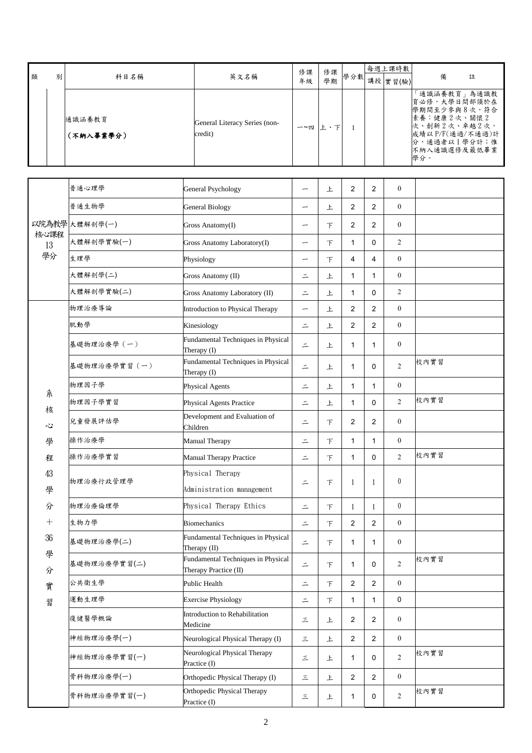| 類別 | 科目名稱 | 英文名稱 | 修課年級 | 修課學期 | 學分數 | 每週上課時數 | | 備註 |
|---|---|---|---|---|---|---|---|---|
| | | | | | | 講授 | 實習(驗) | |
| | 通識涵養教育<br>**(不納入畢業學分)** | General Literacy Series (non-credit) | 一~四 | 上、下 | 1 | | | 「通識涵養教育」為通識教育必修，大學日間部須於在學期間至少參與8次，符合素養：健康2次、關懷2次、創新2次、卓越2次，成績以P/F(通過/不通過)計分，通過者以1學分計；惟不納入通識選修及最低畢業學分。 |

| 類別 | 科目名稱 | 英文名稱 | 修課年級 | 修課學期 | 學分數 | 講授 | 實習(驗) | 備註 |
|---|---|---|---|---|---|---|---|---|
| 以院為教學核心課程13學分 | 普通心理學 | General Psychology | 一 | 上 | 2 | 2 | 0 | |
| | 普通生物學 | General Biology | 一 | 上 | 2 | 2 | 0 | |
| | 大體解剖學(一) | Gross Anatomy(I) | 一 | 下 | 2 | 2 | 0 | |
| | 大體解剖學實驗(一) | Gross Anatomy Laboratory(I) | 一 | 下 | 1 | 0 | 2 | |
| | 生理學 | Physiology | 一 | 下 | 4 | 4 | 0 | |
| | 大體解剖學(二) | Gross Anatomy (II) | 二 | 上 | 1 | 1 | 0 | |
| | 大體解剖學實驗(二) | Gross Anatomy Laboratory (II) | 二 | 上 | 1 | 0 | 2 | |
| 系核心學程43學分＋36學分實習 | 物理治療導論 | Introduction to Physical Therapy | 一 | 上 | 2 | 2 | 0 | |
| | 肌動學 | Kinesiology | 二 | 上 | 2 | 2 | 0 | |
| | 基礎物理治療學（一） | Fundamental Techniques in Physical Therapy (I) | 二 | 上 | 1 | 1 | 0 | |
| | 基礎物理治療學實習（一） | Fundamental Techniques in Physical Therapy (I) | 二 | 上 | 1 | 0 | 2 | 校內實習 |
| | 物理因子學 | Physical Agents | 二 | 上 | 1 | 1 | 0 | |
| | 物理因子學實習 | Physical Agents Practice | 二 | 上 | 1 | 0 | 2 | 校內實習 |
| | 兒童發展評估學 | Development and Evaluation of Children | 二 | 下 | 2 | 2 | 0 | |
| | 操作治療學 | Manual Therapy | 二 | 下 | 1 | 1 | 0 | |
| | 操作治療學實習 | Manual Therapy Practice | 二 | 下 | 1 | 0 | 2 | 校內實習 |
| | 物理治療行政管理學 | Physical Therapy Administration management | 二 | 下 | 1 | 1 | 0 | |
| | 物理治療倫理學 | Physical Therapy Ethics | 二 | 下 | 1 | 1 | 0 | |
| | 生物力學 | Biomechanics | 二 | 下 | 2 | 2 | 0 | |
| | 基礎物理治療學(二) | Fundamental Techniques in Physical Therapy (II) | 二 | 下 | 1 | 1 | 0 | |
| | 基礎物理治療學實習(二) | Fundamental Techniques in Physical Therapy Practice (II) | 二 | 下 | 1 | 0 | 2 | 校內實習 |
| | 公共衛生學 | Public Health | 二 | 下 | 2 | 2 | 0 | |
| | 運動生理學 | Exercise Physiology | 二 | 下 | 1 | 1 | 0 | |
| | 復健醫學概論 | Introduction to Rehabilitation Medicine | 三 | 上 | 2 | 2 | 0 | |
| | 神經物理治療學(一) | Neurological Physical Therapy (I) | 三 | 上 | 2 | 2 | 0 | |
| | 神經物理治療學實習(一) | Neurological Physical Therapy Practice (I) | 三 | 上 | 1 | 0 | 2 | 校內實習 |
| | 骨科物理治療學(一) | Orthopedic Physical Therapy (I) | 三 | 上 | 2 | 2 | 0 | |
| | 骨科物理治療學實習(一) | Orthopedic Physical Therapy Practice (I) | 三 | 上 | 1 | 0 | 2 | 校內實習 |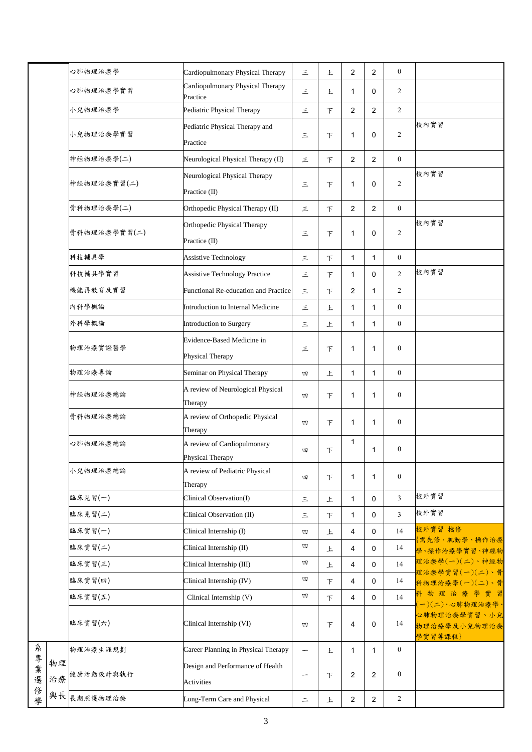| | | | | | | | | | |
|---|---|---|---|---|---|---|---|---|---|
| | | 心肺物理治療學 | Cardiopulmonary Physical Therapy | 三 | 上 | 2 | 2 | 0 | |
| | | 心肺物理治療學實習 | Cardiopulmonary Physical Therapy Practice | 三 | 上 | 1 | 0 | 2 | |
| | | 小兒物理治療學 | Pediatric Physical Therapy | 三 | 下 | 2 | 2 | 2 | |
| | | 小兒物理治療學實習 | Pediatric Physical Therapy and Practice | 三 | 下 | 1 | 0 | 2 | 校內實習 |
| | | 神經物理治療學(二) | Neurological Physical Therapy (II) | 三 | 下 | 2 | 2 | 0 | |
| | | 神經物理治療實習(二) | Neurological Physical Therapy Practice (II) | 三 | 下 | 1 | 0 | 2 | 校內實習 |
| | | 骨科物理治療學(二) | Orthopedic Physical Therapy (II) | 三 | 下 | 2 | 2 | 0 | |
| | | 骨科物理治療學實習(二) | Orthopedic Physical Therapy Practice (II) | 三 | 下 | 1 | 0 | 2 | 校內實習 |
| | | 科技輔具學 | Assistive Technology | 三 | 下 | 1 | 1 | 0 | |
| | | 科技輔具學實習 | Assistive Technology Practice | 三 | 下 | 1 | 0 | 2 | 校內實習 |
| | | 機能再教育及實習 | Functional Re-education and Practice | 三 | 下 | 2 | 1 | 2 | |
| | | 內科學概論 | Introduction to Internal Medicine | 三 | 上 | 1 | 1 | 0 | |
| | | 外科學概論 | Introduction to Surgery | 三 | 上 | 1 | 1 | 0 | |
| | | 物理治療實證醫學 | Evidence-Based Medicine in Physical Therapy | 三 | 下 | 1 | 1 | 0 | |
| | | 物理治療專論 | Seminar on Physical Therapy | 四 | 上 | 1 | 1 | 0 | |
| | | 神經物理治療總論 | A review of Neurological Physical Therapy | 四 | 下 | 1 | 1 | 0 | |
| | | 骨科物理治療總論 | A review of Orthopedic Physical Therapy | 四 | 下 | 1 | 1 | 0 | |
| | | 心肺物理治療總論 | A review of Cardiopulmonary Physical Therapy | 四 | 下 | 1 | 1 | 0 | |
| | | 小兒物理治療總論 | A review of Pediatric Physical Therapy | 四 | 下 | 1 | 1 | 0 | |
| | | 臨床見習(一) | Clinical Observation(I) | 三 | 上 | 1 | 0 | 3 | 校外實習 |
| | | 臨床見習(二) | Clinical Observation (II) | 三 | 下 | 1 | 0 | 3 | 校外實習 |
| | | 臨床實習(一) | Clinical Internship (I) | 四 | 上 | 4 | 0 | 14 | 校外實習 擋修{需先修，肌動學、操作治療學、操作治療學實習、神經物理治療學(一)(二)、神經物理治療學實習(一)(二)、骨科物理治療學(一)(二)、骨科物理治療學實習(一)(二)、心肺物理治療學、心肺物理治療學實習、小兒物理治療學及小兒物理治療學實習等課程} |
| | | 臨床實習(二) | Clinical Internship (II) | 四 | 上 | 4 | 0 | 14 | |
| | | 臨床實習(三) | Clinical Internship (III) | 四 | 上 | 4 | 0 | 14 | |
| | | 臨床實習(四) | Clinical Internship (IV) | 四 | 下 | 4 | 0 | 14 | |
| | | 臨床實習(五) | Clinical Internship (V) | 四 | 下 | 4 | 0 | 14 | |
| | | 臨床實習(六) | Clinical Internship (VI) | 四 | 下 | 4 | 0 | 14 | |
| 系專業選修學 | 物理治療與長 | 物理治療生涯規劃 | Career Planning in Physical Therapy | 一 | 上 | 1 | 1 | 0 | |
| | | 健康活動設計與執行 | Design and Performance of Health Activities | 一 | 下 | 2 | 2 | 0 | |
| | | 長期照護物理治療 | Long-Term Care and Physical | 二 | 上 | 2 | 2 | 2 | |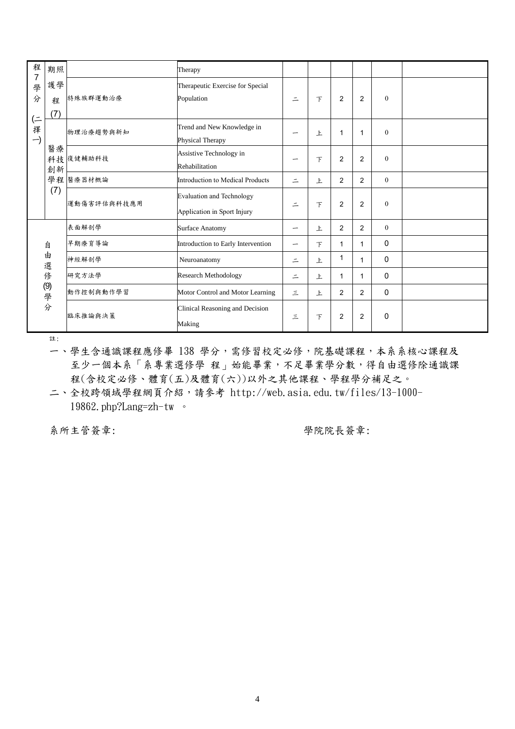| | | | | | | | | | |
|---|---|---|---|---|---|---|---|---|---|
| 程7學分(二擇一) | 期照護學程(7) | | Therapy | | | | | | |
| | | 特殊族群運動治療 | Therapeutic Exercise for Special Population | 二 | 下 | 2 | 2 | 0 | |
| | 醫療科技創新學程(7) | 物理治療趨勢與新知 | Trend and New Knowledge in Physical Therapy | 一 | 上 | 1 | 1 | 0 | |
| | | 復健輔助科技 | Assistive Technology in Rehabilitation | 一 | 下 | 2 | 2 | 0 | |
| | | 醫療器材概論 | Introduction to Medical Products | 二 | 上 | 2 | 2 | 0 | |
| | | 運動傷害評估與科技應用 | Evaluation and Technology Application in Sport Injury | 二 | 下 | 2 | 2 | 0 | |
| 自由選修(9)學分 | | 表面解剖學 | Surface Anatomy | 一 | 上 | 2 | 2 | 0 | |
| | | 早期療育導論 | Introduction to Early Intervention | 一 | 下 | 1 | 1 | 0 | |
| | | 神經解剖學 | Neuroanatomy | 二 | 上 | 1 | 1 | 0 | |
| | | 研究方法學 | Research Methodology | 二 | 上 | 1 | 1 | 0 | |
| | | 動作控制與動作學習 | Motor Control and Motor Learning | 三 | 上 | 2 | 2 | 0 | |
| | | 臨床推論與決策 | Clinical Reasoning and Decision Making | 三 | 下 | 2 | 2 | 0 | |

註:

一、學生含通識課程應修畢 138 學分，需修習校定必修，院基礎課程，本系系核心課程及至少一個本系「系專業選修學 程」始能畢業，不足畢業學分數，得自由選修除通識課程(含校定必修、體育(五)及體育(六))以外之其他課程、學程學分補足之。

二、全校跨領域學程網頁介紹，請參考 http://web.asia.edu.tw/files/13-1000-19862.php?Lang=zh-tw 。

系所主管簽章:　　　　　　　　　　　　　　　學院院長簽章: